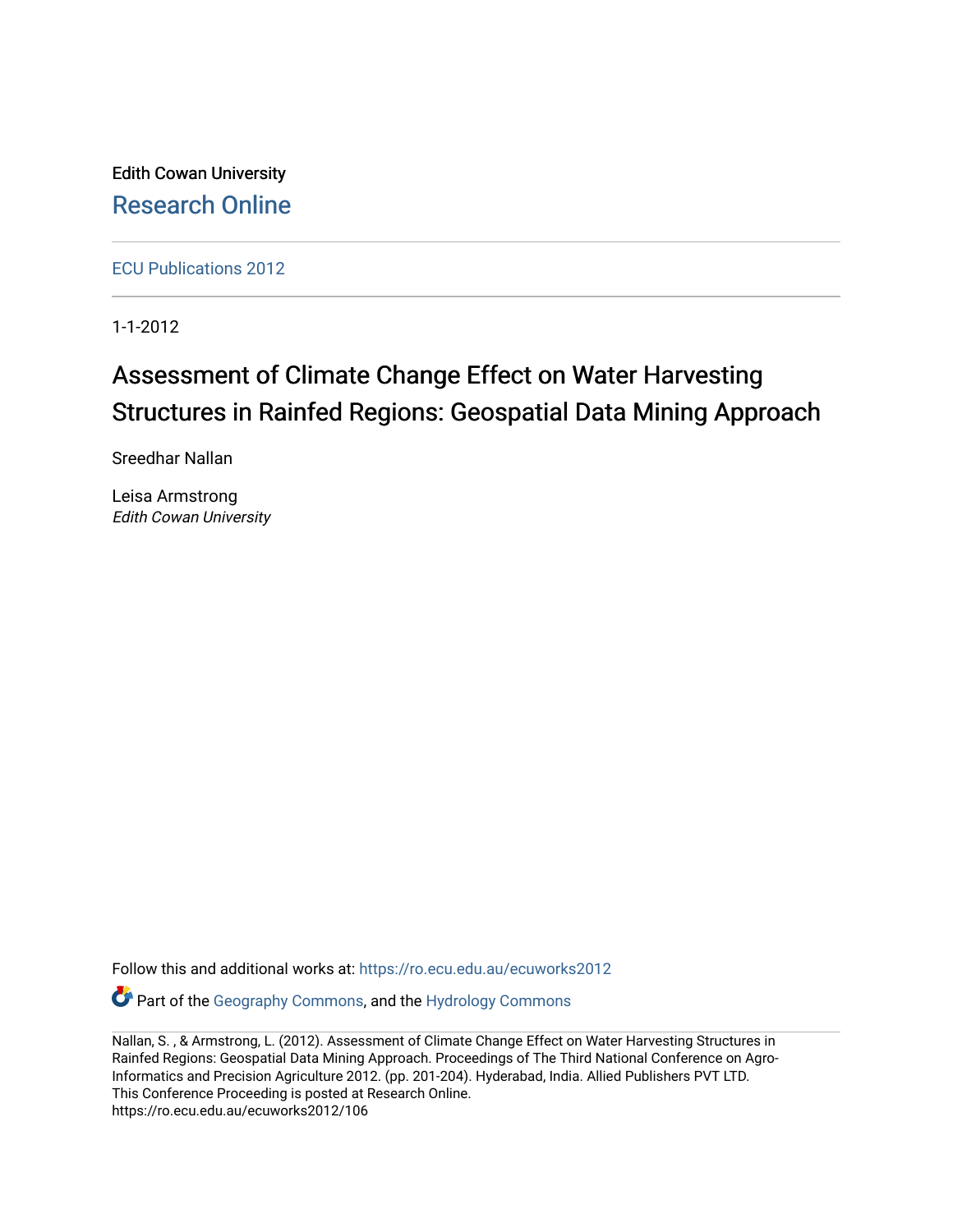Edith Cowan University

Research Online

ECU Publications 2012

1-1-2012

# Assessment of Climate Change Effect on Water Harvesting Structures in Rainfed Regions: Geospatial Data Mining Approach

Sreedhar Nallan

Leisa Armstrong
*Edith Cowan University*

Follow this and additional works at: https://ro.ecu.edu.au/ecuworks2012

Part of the Geography Commons, and the Hydrology Commons

Nallan, S. , & Armstrong, L. (2012). Assessment of Climate Change Effect on Water Harvesting Structures in Rainfed Regions: Geospatial Data Mining Approach. Proceedings of The Third National Conference on Agro-Informatics and Precision Agriculture 2012. (pp. 201-204). Hyderabad, India. Allied Publishers PVT LTD.
This Conference Proceeding is posted at Research Online.
https://ro.ecu.edu.au/ecuworks2012/106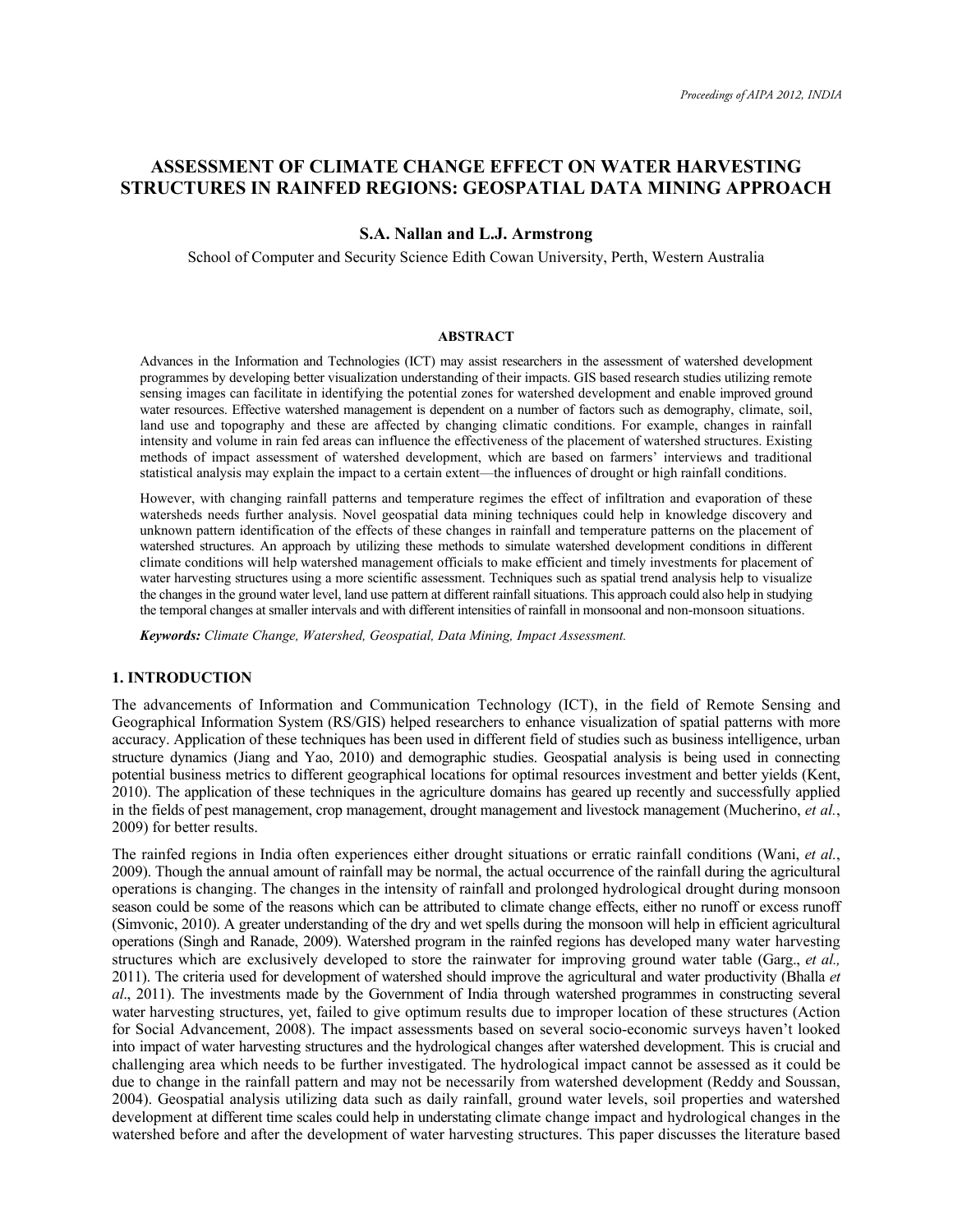# ASSESSMENT OF CLIMATE CHANGE EFFECT ON WATER HARVESTING STRUCTURES IN RAINFED REGIONS: GEOSPATIAL DATA MINING APPROACH

**S.A. Nallan and L.J. Armstrong**

School of Computer and Security Science Edith Cowan University, Perth, Western Australia

## ABSTRACT

Advances in the Information and Technologies (ICT) may assist researchers in the assessment of watershed development programmes by developing better visualization understanding of their impacts. GIS based research studies utilizing remote sensing images can facilitate in identifying the potential zones for watershed development and enable improved ground water resources. Effective watershed management is dependent on a number of factors such as demography, climate, soil, land use and topography and these are affected by changing climatic conditions. For example, changes in rainfall intensity and volume in rain fed areas can influence the effectiveness of the placement of watershed structures. Existing methods of impact assessment of watershed development, which are based on farmers' interviews and traditional statistical analysis may explain the impact to a certain extent—the influences of drought or high rainfall conditions.

However, with changing rainfall patterns and temperature regimes the effect of infiltration and evaporation of these watersheds needs further analysis. Novel geospatial data mining techniques could help in knowledge discovery and unknown pattern identification of the effects of these changes in rainfall and temperature patterns on the placement of watershed structures. An approach by utilizing these methods to simulate watershed development conditions in different climate conditions will help watershed management officials to make efficient and timely investments for placement of water harvesting structures using a more scientific assessment. Techniques such as spatial trend analysis help to visualize the changes in the ground water level, land use pattern at different rainfall situations. This approach could also help in studying the temporal changes at smaller intervals and with different intensities of rainfall in monsoonal and non-monsoon situations.

***Keywords:*** *Climate Change, Watershed, Geospatial, Data Mining, Impact Assessment.*

## 1. INTRODUCTION

The advancements of Information and Communication Technology (ICT), in the field of Remote Sensing and Geographical Information System (RS/GIS) helped researchers to enhance visualization of spatial patterns with more accuracy. Application of these techniques has been used in different field of studies such as business intelligence, urban structure dynamics (Jiang and Yao, 2010) and demographic studies. Geospatial analysis is being used in connecting potential business metrics to different geographical locations for optimal resources investment and better yields (Kent, 2010). The application of these techniques in the agriculture domains has geared up recently and successfully applied in the fields of pest management, crop management, drought management and livestock management (Mucherino, *et al.*, 2009) for better results.

The rainfed regions in India often experiences either drought situations or erratic rainfall conditions (Wani, *et al.*, 2009). Though the annual amount of rainfall may be normal, the actual occurrence of the rainfall during the agricultural operations is changing. The changes in the intensity of rainfall and prolonged hydrological drought during monsoon season could be some of the reasons which can be attributed to climate change effects, either no runoff or excess runoff (Simvonic, 2010). A greater understanding of the dry and wet spells during the monsoon will help in efficient agricultural operations (Singh and Ranade, 2009). Watershed program in the rainfed regions has developed many water harvesting structures which are exclusively developed to store the rainwater for improving ground water table (Garg., *et al.,* 2011). The criteria used for development of watershed should improve the agricultural and water productivity (Bhalla *et al*., 2011). The investments made by the Government of India through watershed programmes in constructing several water harvesting structures, yet, failed to give optimum results due to improper location of these structures (Action for Social Advancement, 2008). The impact assessments based on several socio-economic surveys haven't looked into impact of water harvesting structures and the hydrological changes after watershed development. This is crucial and challenging area which needs to be further investigated. The hydrological impact cannot be assessed as it could be due to change in the rainfall pattern and may not be necessarily from watershed development (Reddy and Soussan, 2004). Geospatial analysis utilizing data such as daily rainfall, ground water levels, soil properties and watershed development at different time scales could help in understating climate change impact and hydrological changes in the watershed before and after the development of water harvesting structures. This paper discusses the literature based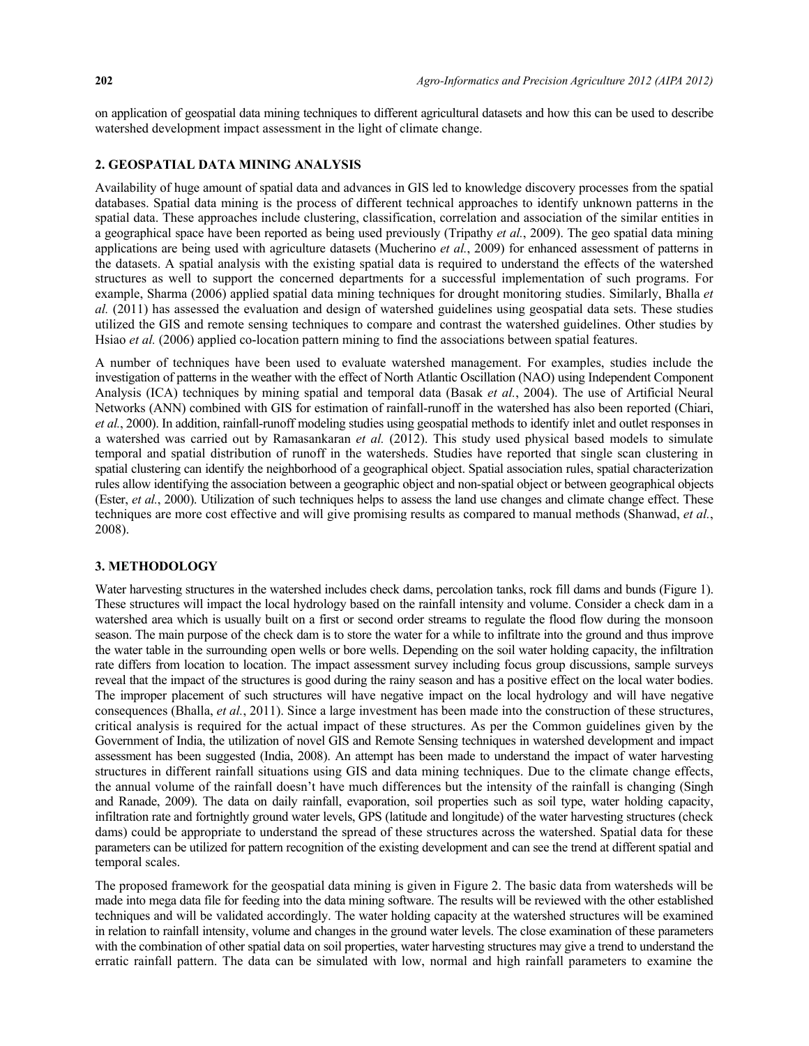on application of geospatial data mining techniques to different agricultural datasets and how this can be used to describe watershed development impact assessment in the light of climate change.

## 2. GEOSPATIAL DATA MINING ANALYSIS

Availability of huge amount of spatial data and advances in GIS led to knowledge discovery processes from the spatial databases. Spatial data mining is the process of different technical approaches to identify unknown patterns in the spatial data. These approaches include clustering, classification, correlation and association of the similar entities in a geographical space have been reported as being used previously (Tripathy *et al.*, 2009). The geo spatial data mining applications are being used with agriculture datasets (Mucherino *et al.*, 2009) for enhanced assessment of patterns in the datasets. A spatial analysis with the existing spatial data is required to understand the effects of the watershed structures as well to support the concerned departments for a successful implementation of such programs. For example, Sharma (2006) applied spatial data mining techniques for drought monitoring studies. Similarly, Bhalla *et al.* (2011) has assessed the evaluation and design of watershed guidelines using geospatial data sets. These studies utilized the GIS and remote sensing techniques to compare and contrast the watershed guidelines. Other studies by Hsiao *et al.* (2006) applied co-location pattern mining to find the associations between spatial features.

A number of techniques have been used to evaluate watershed management. For examples, studies include the investigation of patterns in the weather with the effect of North Atlantic Oscillation (NAO) using Independent Component Analysis (ICA) techniques by mining spatial and temporal data (Basak *et al.*, 2004). The use of Artificial Neural Networks (ANN) combined with GIS for estimation of rainfall-runoff in the watershed has also been reported (Chiari, *et al.*, 2000). In addition, rainfall-runoff modeling studies using geospatial methods to identify inlet and outlet responses in a watershed was carried out by Ramasankaran *et al.* (2012). This study used physical based models to simulate temporal and spatial distribution of runoff in the watersheds. Studies have reported that single scan clustering in spatial clustering can identify the neighborhood of a geographical object. Spatial association rules, spatial characterization rules allow identifying the association between a geographic object and non-spatial object or between geographical objects (Ester, *et al.*, 2000). Utilization of such techniques helps to assess the land use changes and climate change effect. These techniques are more cost effective and will give promising results as compared to manual methods (Shanwad, *et al.*, 2008).

## 3. METHODOLOGY

Water harvesting structures in the watershed includes check dams, percolation tanks, rock fill dams and bunds (Figure 1). These structures will impact the local hydrology based on the rainfall intensity and volume. Consider a check dam in a watershed area which is usually built on a first or second order streams to regulate the flood flow during the monsoon season. The main purpose of the check dam is to store the water for a while to infiltrate into the ground and thus improve the water table in the surrounding open wells or bore wells. Depending on the soil water holding capacity, the infiltration rate differs from location to location. The impact assessment survey including focus group discussions, sample surveys reveal that the impact of the structures is good during the rainy season and has a positive effect on the local water bodies. The improper placement of such structures will have negative impact on the local hydrology and will have negative consequences (Bhalla, *et al.*, 2011). Since a large investment has been made into the construction of these structures, critical analysis is required for the actual impact of these structures. As per the Common guidelines given by the Government of India, the utilization of novel GIS and Remote Sensing techniques in watershed development and impact assessment has been suggested (India, 2008). An attempt has been made to understand the impact of water harvesting structures in different rainfall situations using GIS and data mining techniques. Due to the climate change effects, the annual volume of the rainfall doesn't have much differences but the intensity of the rainfall is changing (Singh and Ranade, 2009). The data on daily rainfall, evaporation, soil properties such as soil type, water holding capacity, infiltration rate and fortnightly ground water levels, GPS (latitude and longitude) of the water harvesting structures (check dams) could be appropriate to understand the spread of these structures across the watershed. Spatial data for these parameters can be utilized for pattern recognition of the existing development and can see the trend at different spatial and temporal scales.

The proposed framework for the geospatial data mining is given in Figure 2. The basic data from watersheds will be made into mega data file for feeding into the data mining software. The results will be reviewed with the other established techniques and will be validated accordingly. The water holding capacity at the watershed structures will be examined in relation to rainfall intensity, volume and changes in the ground water levels. The close examination of these parameters with the combination of other spatial data on soil properties, water harvesting structures may give a trend to understand the erratic rainfall pattern. The data can be simulated with low, normal and high rainfall parameters to examine the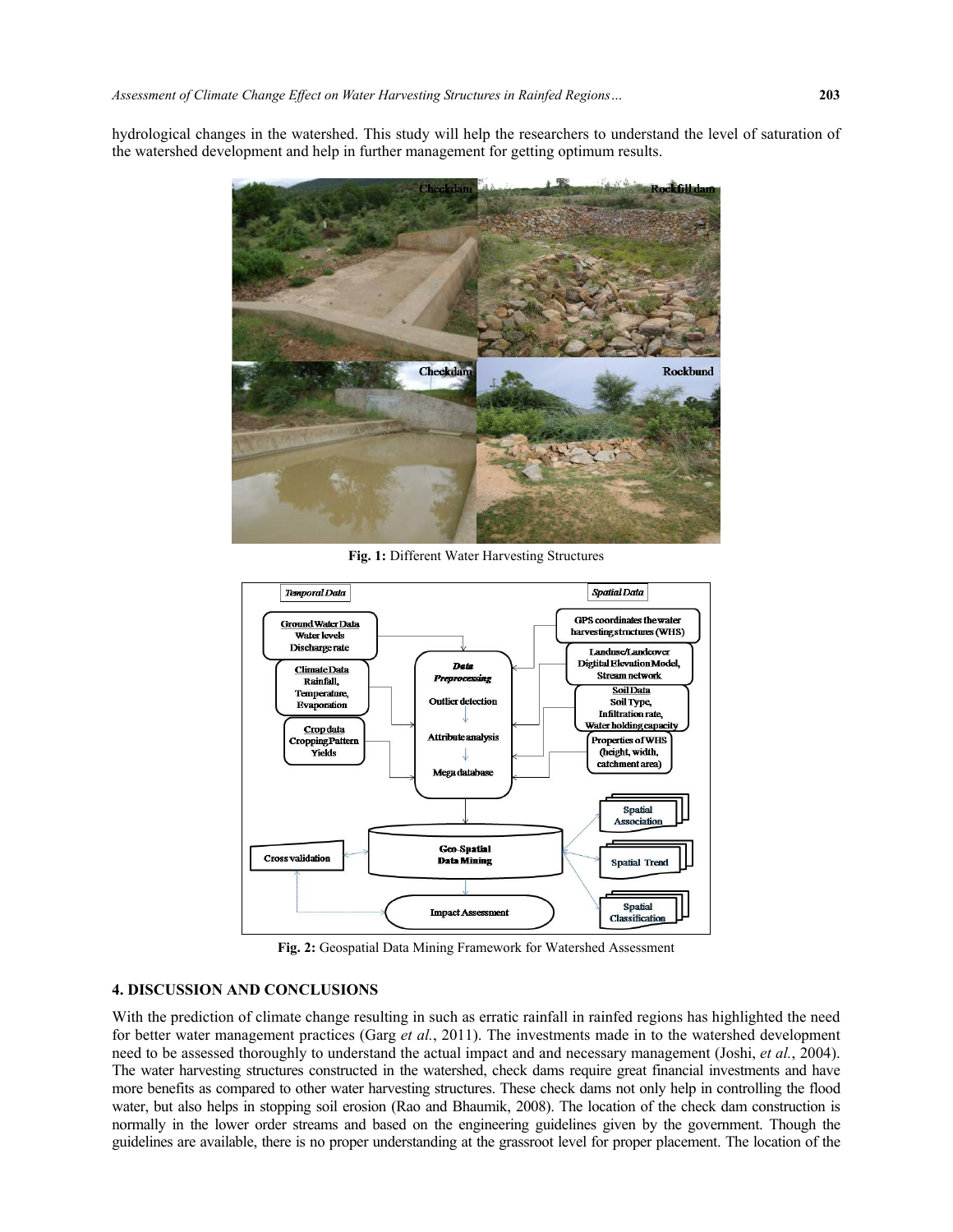hydrological changes in the watershed. This study will help the researchers to understand the level of saturation of the watershed development and help in further management for getting optimum results.

**Fig. 1:** Different Water Harvesting Structures

**Fig. 2:** Geospatial Data Mining Framework for Watershed Assessment

## 4. DISCUSSION AND CONCLUSIONS

With the prediction of climate change resulting in such as erratic rainfall in rainfed regions has highlighted the need for better water management practices (Garg *et al.*, 2011). The investments made in to the watershed development need to be assessed thoroughly to understand the actual impact and and necessary management (Joshi, *et al.*, 2004). The water harvesting structures constructed in the watershed, check dams require great financial investments and have more benefits as compared to other water harvesting structures. These check dams not only help in controlling the flood water, but also helps in stopping soil erosion (Rao and Bhaumik, 2008). The location of the check dam construction is normally in the lower order streams and based on the engineering guidelines given by the government. Though the guidelines are available, there is no proper understanding at the grassroot level for proper placement. The location of the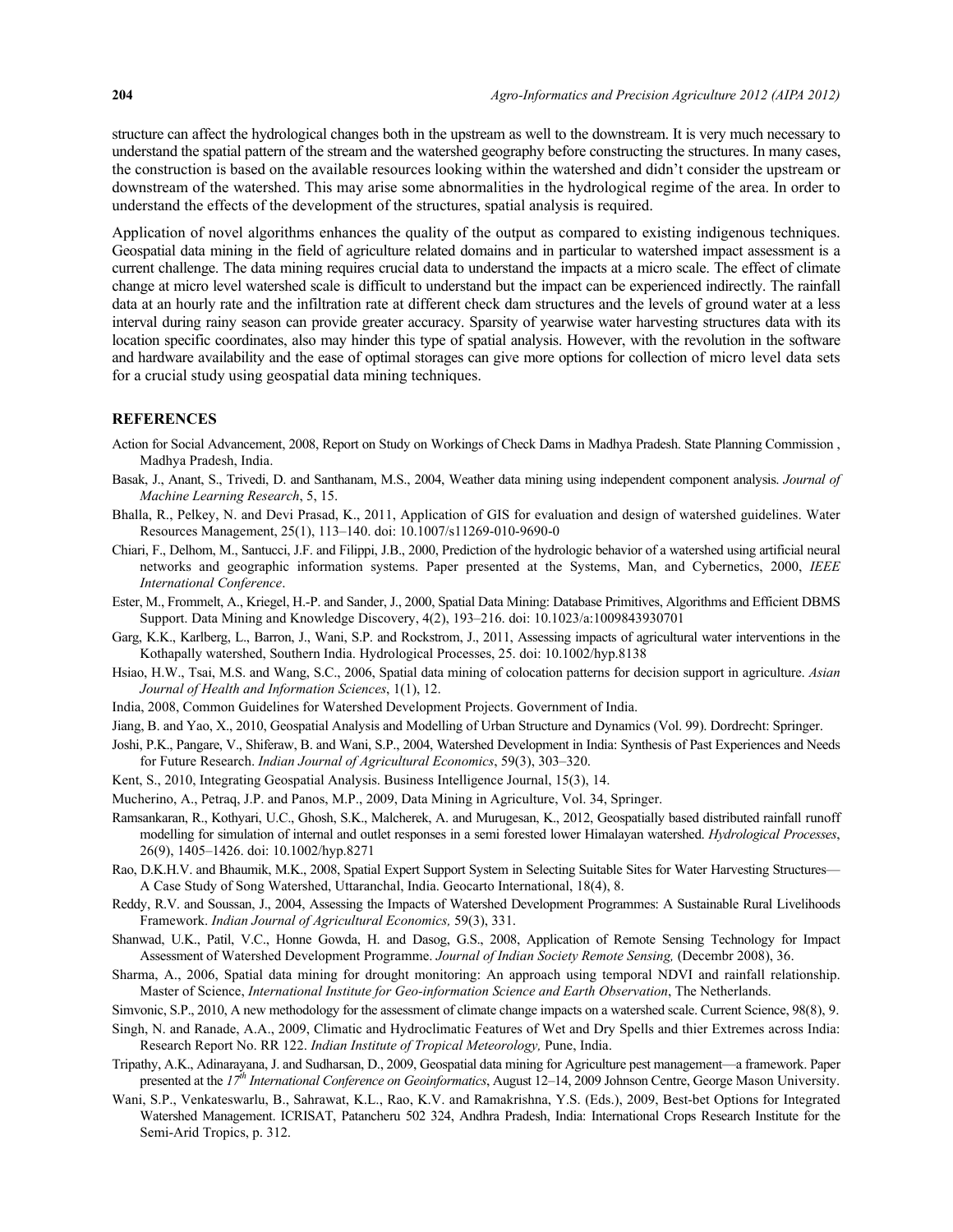structure can affect the hydrological changes both in the upstream as well to the downstream. It is very much necessary to understand the spatial pattern of the stream and the watershed geography before constructing the structures. In many cases, the construction is based on the available resources looking within the watershed and didn't consider the upstream or downstream of the watershed. This may arise some abnormalities in the hydrological regime of the area. In order to understand the effects of the development of the structures, spatial analysis is required.

Application of novel algorithms enhances the quality of the output as compared to existing indigenous techniques. Geospatial data mining in the field of agriculture related domains and in particular to watershed impact assessment is a current challenge. The data mining requires crucial data to understand the impacts at a micro scale. The effect of climate change at micro level watershed scale is difficult to understand but the impact can be experienced indirectly. The rainfall data at an hourly rate and the infiltration rate at different check dam structures and the levels of ground water at a less interval during rainy season can provide greater accuracy. Sparsity of yearwise water harvesting structures data with its location specific coordinates, also may hinder this type of spatial analysis. However, with the revolution in the software and hardware availability and the ease of optimal storages can give more options for collection of micro level data sets for a crucial study using geospatial data mining techniques.

## REFERENCES

Action for Social Advancement, 2008, Report on Study on Workings of Check Dams in Madhya Pradesh. State Planning Commission , Madhya Pradesh, India.

Basak, J., Anant, S., Trivedi, D. and Santhanam, M.S., 2004, Weather data mining using independent component analysis. *Journal of Machine Learning Research*, 5, 15.

Bhalla, R., Pelkey, N. and Devi Prasad, K., 2011, Application of GIS for evaluation and design of watershed guidelines. Water Resources Management, 25(1), 113–140. doi: 10.1007/s11269-010-9690-0

Chiari, F., Delhom, M., Santucci, J.F. and Filippi, J.B., 2000, Prediction of the hydrologic behavior of a watershed using artificial neural networks and geographic information systems. Paper presented at the Systems, Man, and Cybernetics, 2000, *IEEE International Conference*.

Ester, M., Frommelt, A., Kriegel, H.-P. and Sander, J., 2000, Spatial Data Mining: Database Primitives, Algorithms and Efficient DBMS Support. Data Mining and Knowledge Discovery, 4(2), 193–216. doi: 10.1023/a:1009843930701

Garg, K.K., Karlberg, L., Barron, J., Wani, S.P. and Rockstrom, J., 2011, Assessing impacts of agricultural water interventions in the Kothapally watershed, Southern India. Hydrological Processes, 25. doi: 10.1002/hyp.8138

Hsiao, H.W., Tsai, M.S. and Wang, S.C., 2006, Spatial data mining of colocation patterns for decision support in agriculture. *Asian Journal of Health and Information Sciences*, 1(1), 12.

India, 2008, Common Guidelines for Watershed Development Projects. Government of India.

Jiang, B. and Yao, X., 2010, Geospatial Analysis and Modelling of Urban Structure and Dynamics (Vol. 99). Dordrecht: Springer.

Joshi, P.K., Pangare, V., Shiferaw, B. and Wani, S.P., 2004, Watershed Development in India: Synthesis of Past Experiences and Needs for Future Research. *Indian Journal of Agricultural Economics*, 59(3), 303–320.

Kent, S., 2010, Integrating Geospatial Analysis. Business Intelligence Journal, 15(3), 14.

Mucherino, A., Petraq, J.P. and Panos, M.P., 2009, Data Mining in Agriculture, Vol. 34, Springer.

Ramsankaran, R., Kothyari, U.C., Ghosh, S.K., Malcherek, A. and Murugesan, K., 2012, Geospatially based distributed rainfall runoff modelling for simulation of internal and outlet responses in a semi forested lower Himalayan watershed. *Hydrological Processes*, 26(9), 1405–1426. doi: 10.1002/hyp.8271

Rao, D.K.H.V. and Bhaumik, M.K., 2008, Spatial Expert Support System in Selecting Suitable Sites for Water Harvesting Structures—A Case Study of Song Watershed, Uttaranchal, India. Geocarto International, 18(4), 8.

Reddy, R.V. and Soussan, J., 2004, Assessing the Impacts of Watershed Development Programmes: A Sustainable Rural Livelihoods Framework. *Indian Journal of Agricultural Economics,* 59(3), 331.

Shanwad, U.K., Patil, V.C., Honne Gowda, H. and Dasog, G.S., 2008, Application of Remote Sensing Technology for Impact Assessment of Watershed Development Programme. *Journal of Indian Society Remote Sensing,* (Decembr 2008), 36.

Sharma, A., 2006, Spatial data mining for drought monitoring: An approach using temporal NDVI and rainfall relationship. Master of Science, *International Institute for Geo-information Science and Earth Observation*, The Netherlands.

Simvonic, S.P., 2010, A new methodology for the assessment of climate change impacts on a watershed scale. Current Science, 98(8), 9.

Singh, N. and Ranade, A.A., 2009, Climatic and Hydroclimatic Features of Wet and Dry Spells and thier Extremes across India: Research Report No. RR 122. *Indian Institute of Tropical Meteorology,* Pune, India.

Tripathy, A.K., Adinarayana, J. and Sudharsan, D., 2009, Geospatial data mining for Agriculture pest management—a framework. Paper presented at the *17th International Conference on Geoinformatics*, August 12–14, 2009 Johnson Centre, George Mason University.

Wani, S.P., Venkateswarlu, B., Sahrawat, K.L., Rao, K.V. and Ramakrishna, Y.S. (Eds.), 2009, Best-bet Options for Integrated Watershed Management. ICRISAT, Patancheru 502 324, Andhra Pradesh, India: International Crops Research Institute for the Semi-Arid Tropics, p. 312.